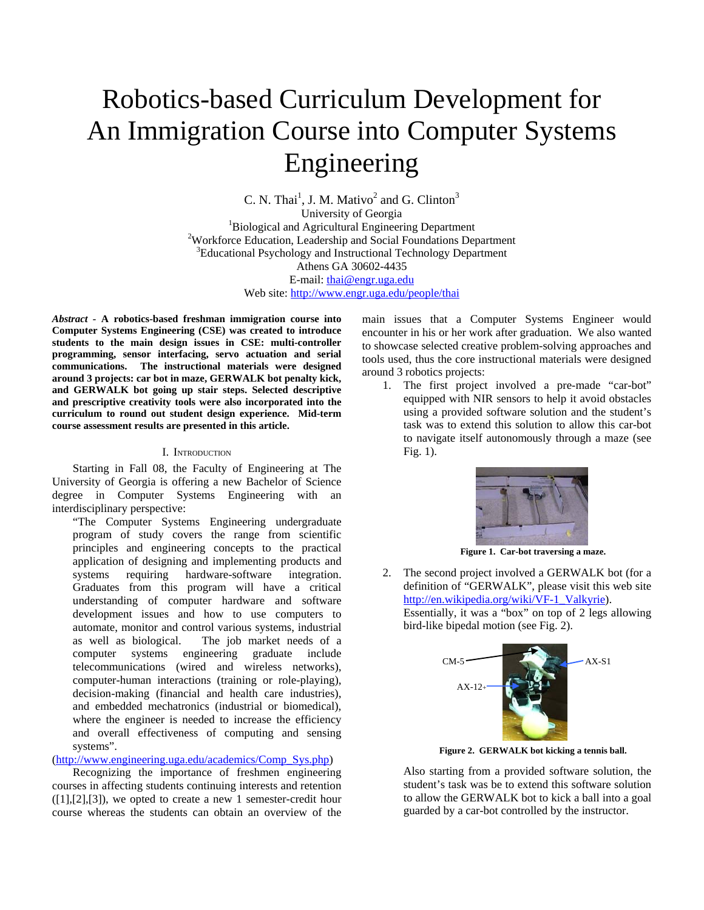# Robotics-based Curriculum Development for An Immigration Course into Computer Systems Engineering

C. N. Thai[1], J. M. Mativo[2] and G. Clinton[3]
University of Georgia
[1]Biological and Agricultural Engineering Department
[2]Workforce Education, Leadership and Social Foundations Department
[3]Educational Psychology and Instructional Technology Department
Athens GA 30602-4435
E-mail: thai@engr.uga.edu
Web site: http://www.engr.uga.edu/people/thai

***Abstract* - A robotics-based freshman immigration course into Computer Systems Engineering (CSE) was created to introduce students to the main design issues in CSE: multi-controller programming, sensor interfacing, servo actuation and serial communications. The instructional materials were designed around 3 projects: car bot in maze, GERWALK bot penalty kick, and GERWALK bot going up stair steps. Selected descriptive and prescriptive creativity tools were also incorporated into the curriculum to round out student design experience. Mid-term course assessment results are presented in this article.**

## I. Introduction

Starting in Fall 08, the Faculty of Engineering at The University of Georgia is offering a new Bachelor of Science degree in Computer Systems Engineering with an interdisciplinary perspective:

> "The Computer Systems Engineering undergraduate program of study covers the range from scientific principles and engineering concepts to the practical application of designing and implementing products and systems requiring hardware-software integration. Graduates from this program will have a critical understanding of computer hardware and software development issues and how to use computers to automate, monitor and control various systems, industrial as well as biological. The job market needs of a computer systems engineering graduate include telecommunications (wired and wireless networks), computer-human interactions (training or role-playing), decision-making (financial and health care industries), and embedded mechatronics (industrial or biomedical), where the engineer is needed to increase the efficiency and overall effectiveness of computing and sensing systems".

(http://www.engineering.uga.edu/academics/Comp_Sys.php)

Recognizing the importance of freshmen engineering courses in affecting students continuing interests and retention ([1],[2],[3]), we opted to create a new 1 semester-credit hour course whereas the students can obtain an overview of the main issues that a Computer Systems Engineer would encounter in his or her work after graduation. We also wanted to showcase selected creative problem-solving approaches and tools used, thus the core instructional materials were designed around 3 robotics projects:

1. The first project involved a pre-made "car-bot" equipped with NIR sensors to help it avoid obstacles using a provided software solution and the student's task was to extend this solution to allow this car-bot to navigate itself autonomously through a maze (see Fig. 1).

   **Figure 1. Car-bot traversing a maze.**

2. The second project involved a GERWALK bot (for a definition of "GERWALK", please visit this web site http://en.wikipedia.org/wiki/VF-1_Valkyrie). Essentially, it was a "box" on top of 2 legs allowing bird-like bipedal motion (see Fig. 2).

   CM-5
   AX-S1
   AX-12+

   **Figure 2. GERWALK bot kicking a tennis ball.**

   Also starting from a provided software solution, the student's task was be to extend this software solution to allow the GERWALK bot to kick a ball into a goal guarded by a car-bot controlled by the instructor.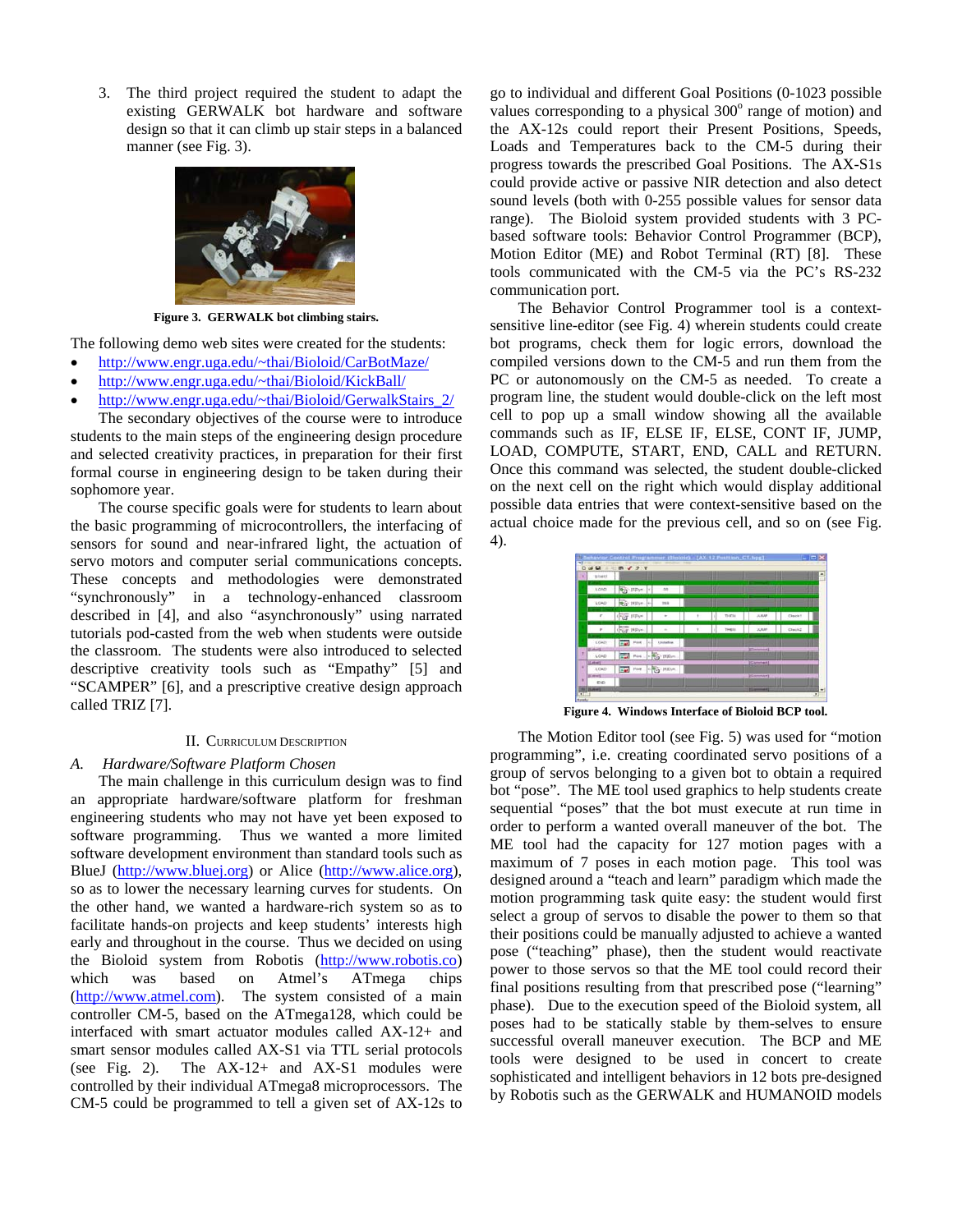3. The third project required the student to adapt the existing GERWALK bot hardware and software design so that it can climb up stair steps in a balanced manner (see Fig. 3).

**Figure 3. GERWALK bot climbing stairs.**

The following demo web sites were created for the students:

- http://www.engr.uga.edu/~thai/Bioloid/CarBotMaze/
- http://www.engr.uga.edu/~thai/Bioloid/KickBall/
- http://www.engr.uga.edu/~thai/Bioloid/GerwalkStairs_2/

The secondary objectives of the course were to introduce students to the main steps of the engineering design procedure and selected creativity practices, in preparation for their first formal course in engineering design to be taken during their sophomore year.

The course specific goals were for students to learn about the basic programming of microcontrollers, the interfacing of sensors for sound and near-infrared light, the actuation of servo motors and computer serial communications concepts. These concepts and methodologies were demonstrated "synchronously" in a technology-enhanced classroom described in [4], and also "asynchronously" using narrated tutorials pod-casted from the web when students were outside the classroom. The students were also introduced to selected descriptive creativity tools such as "Empathy" [5] and "SCAMPER" [6], and a prescriptive creative design approach called TRIZ [7].

## II. Curriculum Description

### A. *Hardware/Software Platform Chosen*

The main challenge in this curriculum design was to find an appropriate hardware/software platform for freshman engineering students who may not have yet been exposed to software programming. Thus we wanted a more limited software development environment than standard tools such as BlueJ (http://www.bluej.org) or Alice (http://www.alice.org), so as to lower the necessary learning curves for students. On the other hand, we wanted a hardware-rich system so as to facilitate hands-on projects and keep students' interests high early and throughout in the course. Thus we decided on using the Bioloid system from Robotis (http://www.robotis.co) which was based on Atmel's ATmega chips (http://www.atmel.com). The system consisted of a main controller CM-5, based on the ATmega128, which could be interfaced with smart actuator modules called AX-12+ and smart sensor modules called AX-S1 via TTL serial protocols (see Fig. 2). The AX-12+ and AX-S1 modules were controlled by their individual ATmega8 microprocessors. The CM-5 could be programmed to tell a given set of AX-12s to go to individual and different Goal Positions (0-1023 possible values corresponding to a physical 300$^{o}$ range of motion) and the AX-12s could report their Present Positions, Speeds, Loads and Temperatures back to the CM-5 during their progress towards the prescribed Goal Positions. The AX-S1s could provide active or passive NIR detection and also detect sound levels (both with 0-255 possible values for sensor data range). The Bioloid system provided students with 3 PC-based software tools: Behavior Control Programmer (BCP), Motion Editor (ME) and Robot Terminal (RT) [8]. These tools communicated with the CM-5 via the PC's RS-232 communication port.

The Behavior Control Programmer tool is a context-sensitive line-editor (see Fig. 4) wherein students could create bot programs, check them for logic errors, download the compiled versions down to the CM-5 and run them from the PC or autonomously on the CM-5 as needed. To create a program line, the student would double-click on the left most cell to pop up a small window showing all the available commands such as IF, ELSE IF, ELSE, CONT IF, JUMP, LOAD, COMPUTE, START, END, CALL and RETURN. Once this command was selected, the student double-clicked on the next cell on the right which would display additional possible data entries that were context-sensitive based on the actual choice made for the previous cell, and so on (see Fig. 4).

**Figure 4. Windows Interface of Bioloid BCP tool.**

The Motion Editor tool (see Fig. 5) was used for "motion programming", i.e. creating coordinated servo positions of a group of servos belonging to a given bot to obtain a required bot "pose". The ME tool used graphics to help students create sequential "poses" that the bot must execute at run time in order to perform a wanted overall maneuver of the bot. The ME tool had the capacity for 127 motion pages with a maximum of 7 poses in each motion page. This tool was designed around a "teach and learn" paradigm which made the motion programming task quite easy: the student would first select a group of servos to disable the power to them so that their positions could be manually adjusted to achieve a wanted pose ("teaching" phase), then the student would reactivate power to those servos so that the ME tool could record their final positions resulting from that prescribed pose ("learning" phase). Due to the execution speed of the Bioloid system, all poses had to be statically stable by them-selves to ensure successful overall maneuver execution. The BCP and ME tools were designed to be used in concert to create sophisticated and intelligent behaviors in 12 bots pre-designed by Robotis such as the GERWALK and HUMANOID models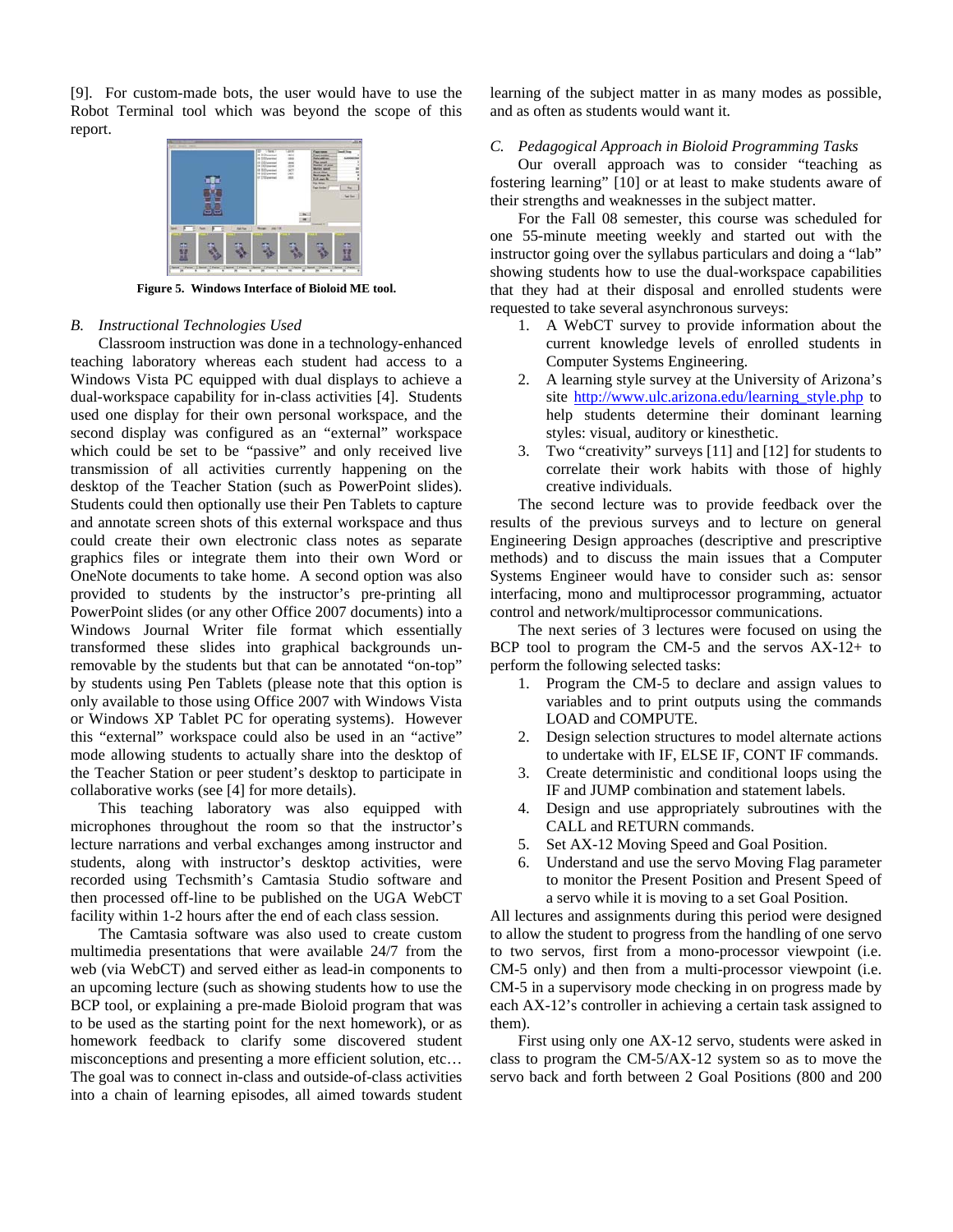[9]. For custom-made bots, the user would have to use the Robot Terminal tool which was beyond the scope of this report.

**Figure 5. Windows Interface of Bioloid ME tool.**

### B. Instructional Technologies Used

Classroom instruction was done in a technology-enhanced teaching laboratory whereas each student had access to a Windows Vista PC equipped with dual displays to achieve a dual-workspace capability for in-class activities [4]. Students used one display for their own personal workspace, and the second display was configured as an "external" workspace which could be set to be "passive" and only received live transmission of all activities currently happening on the desktop of the Teacher Station (such as PowerPoint slides). Students could then optionally use their Pen Tablets to capture and annotate screen shots of this external workspace and thus could create their own electronic class notes as separate graphics files or integrate them into their own Word or OneNote documents to take home. A second option was also provided to students by the instructor's pre-printing all PowerPoint slides (or any other Office 2007 documents) into a Windows Journal Writer file format which essentially transformed these slides into graphical backgrounds un-removable by the students but that can be annotated "on-top" by students using Pen Tablets (please note that this option is only available to those using Office 2007 with Windows Vista or Windows XP Tablet PC for operating systems). However this "external" workspace could also be used in an "active" mode allowing students to actually share into the desktop of the Teacher Station or peer student's desktop to participate in collaborative works (see [4] for more details).

This teaching laboratory was also equipped with microphones throughout the room so that the instructor's lecture narrations and verbal exchanges among instructor and students, along with instructor's desktop activities, were recorded using Techsmith's Camtasia Studio software and then processed off-line to be published on the UGA WebCT facility within 1-2 hours after the end of each class session.

The Camtasia software was also used to create custom multimedia presentations that were available 24/7 from the web (via WebCT) and served either as lead-in components to an upcoming lecture (such as showing students how to use the BCP tool, or explaining a pre-made Bioloid program that was to be used as the starting point for the next homework), or as homework feedback to clarify some discovered student misconceptions and presenting a more efficient solution, etc… The goal was to connect in-class and outside-of-class activities into a chain of learning episodes, all aimed towards student learning of the subject matter in as many modes as possible, and as often as students would want it.

### C. Pedagogical Approach in Bioloid Programming Tasks

Our overall approach was to consider "teaching as fostering learning" [10] or at least to make students aware of their strengths and weaknesses in the subject matter.

For the Fall 08 semester, this course was scheduled for one 55-minute meeting weekly and started out with the instructor going over the syllabus particulars and doing a "lab" showing students how to use the dual-workspace capabilities that they had at their disposal and enrolled students were requested to take several asynchronous surveys:

1. A WebCT survey to provide information about the current knowledge levels of enrolled students in Computer Systems Engineering.
2. A learning style survey at the University of Arizona's site http://www.ulc.arizona.edu/learning_style.php to help students determine their dominant learning styles: visual, auditory or kinesthetic.
3. Two "creativity" surveys [11] and [12] for students to correlate their work habits with those of highly creative individuals.

The second lecture was to provide feedback over the results of the previous surveys and to lecture on general Engineering Design approaches (descriptive and prescriptive methods) and to discuss the main issues that a Computer Systems Engineer would have to consider such as: sensor interfacing, mono and multiprocessor programming, actuator control and network/multiprocessor communications.

The next series of 3 lectures were focused on using the BCP tool to program the CM-5 and the servos AX-12+ to perform the following selected tasks:

1. Program the CM-5 to declare and assign values to variables and to print outputs using the commands LOAD and COMPUTE.
2. Design selection structures to model alternate actions to undertake with IF, ELSE IF, CONT IF commands.
3. Create deterministic and conditional loops using the IF and JUMP combination and statement labels.
4. Design and use appropriately subroutines with the CALL and RETURN commands.
5. Set AX-12 Moving Speed and Goal Position.
6. Understand and use the servo Moving Flag parameter to monitor the Present Position and Present Speed of a servo while it is moving to a set Goal Position.

All lectures and assignments during this period were designed to allow the student to progress from the handling of one servo to two servos, first from a mono-processor viewpoint (i.e. CM-5 only) and then from a multi-processor viewpoint (i.e. CM-5 in a supervisory mode checking in on progress made by each AX-12's controller in achieving a certain task assigned to them).

First using only one AX-12 servo, students were asked in class to program the CM-5/AX-12 system so as to move the servo back and forth between 2 Goal Positions (800 and 200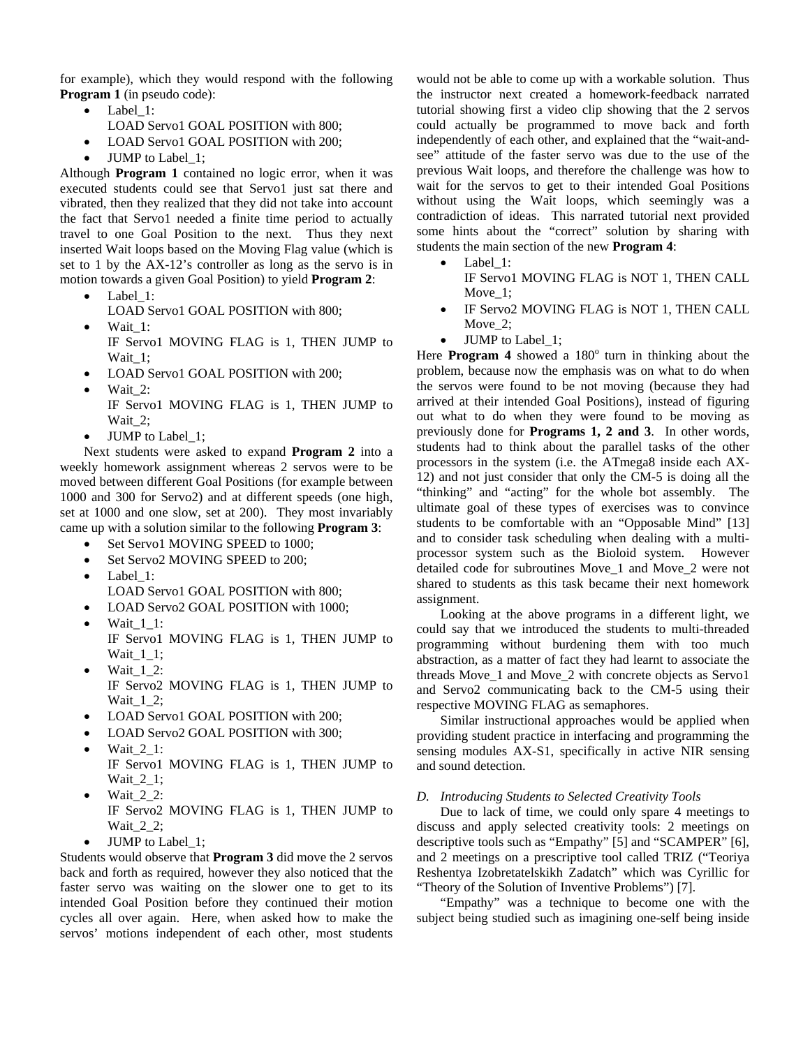for example), which they would respond with the following **Program 1** (in pseudo code):

- Label_1:
  LOAD Servo1 GOAL POSITION with 800;
- LOAD Servo1 GOAL POSITION with 200;
- JUMP to Label_1;

Although **Program 1** contained no logic error, when it was executed students could see that Servo1 just sat there and vibrated, then they realized that they did not take into account the fact that Servo1 needed a finite time period to actually travel to one Goal Position to the next. Thus they next inserted Wait loops based on the Moving Flag value (which is set to 1 by the AX-12's controller as long as the servo is in motion towards a given Goal Position) to yield **Program 2**:

- Label_1:
  LOAD Servo1 GOAL POSITION with 800;
- Wait_1:
  IF Servo1 MOVING FLAG is 1, THEN JUMP to Wait_1;
- LOAD Servo1 GOAL POSITION with 200;
- Wait_2:
  IF Servo1 MOVING FLAG is 1, THEN JUMP to Wait_2;
- JUMP to Label_1;

Next students were asked to expand **Program 2** into a weekly homework assignment whereas 2 servos were to be moved between different Goal Positions (for example between 1000 and 300 for Servo2) and at different speeds (one high, set at 1000 and one slow, set at 200). They most invariably came up with a solution similar to the following **Program 3**:

- Set Servo1 MOVING SPEED to 1000;
- Set Servo2 MOVING SPEED to 200;
- Label_1:
  LOAD Servo1 GOAL POSITION with 800;
- LOAD Servo2 GOAL POSITION with 1000;
- Wait_1_1:
  IF Servo1 MOVING FLAG is 1, THEN JUMP to Wait_1_1;
- Wait_1_2:
  IF Servo2 MOVING FLAG is 1, THEN JUMP to Wait_1_2;
- LOAD Servo1 GOAL POSITION with 200;
- LOAD Servo2 GOAL POSITION with 300;
- Wait_2_1:
  IF Servo1 MOVING FLAG is 1, THEN JUMP to Wait_2_1;
- Wait_2_2:
  IF Servo2 MOVING FLAG is 1, THEN JUMP to Wait_2_2;
- JUMP to Label_1;

Students would observe that **Program 3** did move the 2 servos back and forth as required, however they also noticed that the faster servo was waiting on the slower one to get to its intended Goal Position before they continued their motion cycles all over again. Here, when asked how to make the servos' motions independent of each other, most students would not be able to come up with a workable solution. Thus the instructor next created a homework-feedback narrated tutorial showing first a video clip showing that the 2 servos could actually be programmed to move back and forth independently of each other, and explained that the "wait-and-see" attitude of the faster servo was due to the use of the previous Wait loops, and therefore the challenge was how to wait for the servos to get to their intended Goal Positions without using the Wait loops, which seemingly was a contradiction of ideas. This narrated tutorial next provided some hints about the "correct" solution by sharing with students the main section of the new **Program 4**:

- Label_1:
  IF Servo1 MOVING FLAG is NOT 1, THEN CALL Move_1;
- IF Servo2 MOVING FLAG is NOT 1, THEN CALL Move_2;
- JUMP to Label_1;

Here **Program 4** showed a 180° turn in thinking about the problem, because now the emphasis was on what to do when the servos were found to be not moving (because they had arrived at their intended Goal Positions), instead of figuring out what to do when they were found to be moving as previously done for **Programs 1, 2 and 3**. In other words, students had to think about the parallel tasks of the other processors in the system (i.e. the ATmega8 inside each AX-12) and not just consider that only the CM-5 is doing all the "thinking" and "acting" for the whole bot assembly. The ultimate goal of these types of exercises was to convince students to be comfortable with an "Opposable Mind" [13] and to consider task scheduling when dealing with a multi-processor system such as the Bioloid system. However detailed code for subroutines Move_1 and Move_2 were not shared to students as this task became their next homework assignment.

Looking at the above programs in a different light, we could say that we introduced the students to multi-threaded programming without burdening them with too much abstraction, as a matter of fact they had learnt to associate the threads Move_1 and Move_2 with concrete objects as Servo1 and Servo2 communicating back to the CM-5 using their respective MOVING FLAG as semaphores.

Similar instructional approaches would be applied when providing student practice in interfacing and programming the sensing modules AX-S1, specifically in active NIR sensing and sound detection.

### *D. Introducing Students to Selected Creativity Tools*

Due to lack of time, we could only spare 4 meetings to discuss and apply selected creativity tools: 2 meetings on descriptive tools such as "Empathy" [5] and "SCAMPER" [6], and 2 meetings on a prescriptive tool called TRIZ ("Teoriya Reshentya Izobretatelskikh Zadatch" which was Cyrillic for "Theory of the Solution of Inventive Problems") [7].

"Empathy" was a technique to become one with the subject being studied such as imagining one-self being inside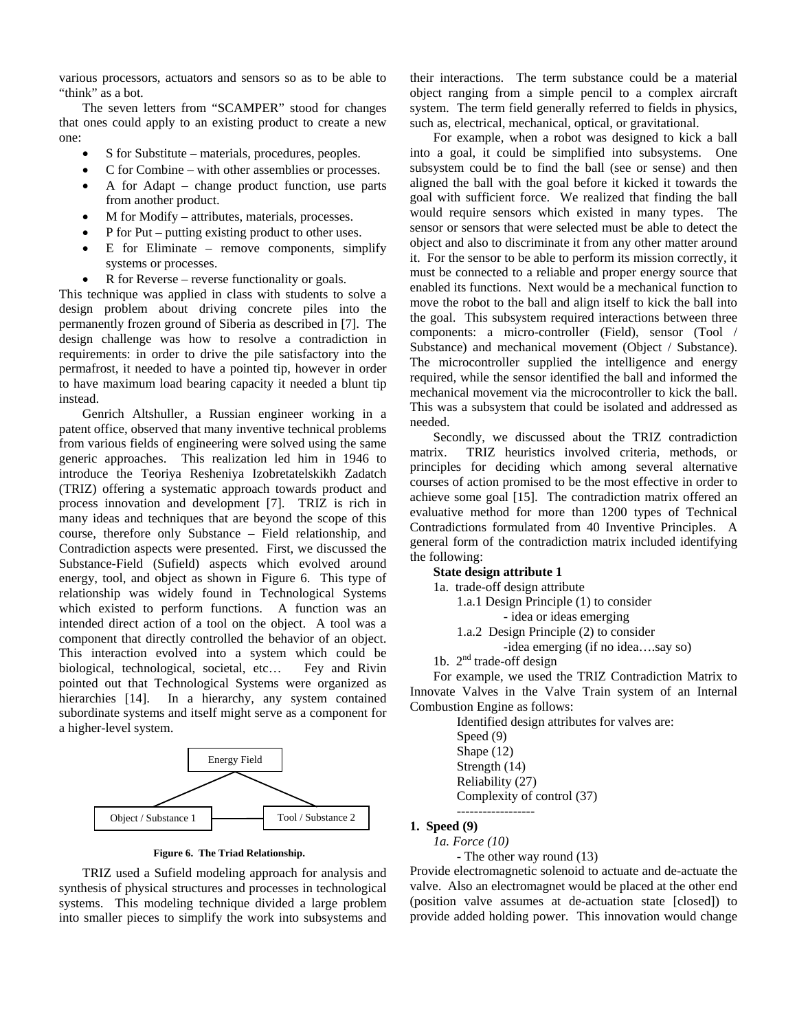various processors, actuators and sensors so as to be able to "think" as a bot.

The seven letters from "SCAMPER" stood for changes that ones could apply to an existing product to create a new one:

- S for Substitute – materials, procedures, peoples.
- C for Combine – with other assemblies or processes.
- A for Adapt – change product function, use parts from another product.
- M for Modify – attributes, materials, processes.
- P for Put – putting existing product to other uses.
- E for Eliminate – remove components, simplify systems or processes.
- R for Reverse – reverse functionality or goals.

This technique was applied in class with students to solve a design problem about driving concrete piles into the permanently frozen ground of Siberia as described in [7]. The design challenge was how to resolve a contradiction in requirements: in order to drive the pile satisfactory into the permafrost, it needed to have a pointed tip, however in order to have maximum load bearing capacity it needed a blunt tip instead.

Genrich Altshuller, a Russian engineer working in a patent office, observed that many inventive technical problems from various fields of engineering were solved using the same generic approaches. This realization led him in 1946 to introduce the Teoriya Resheniya Izobretatelskikh Zadatch (TRIZ) offering a systematic approach towards product and process innovation and development [7]. TRIZ is rich in many ideas and techniques that are beyond the scope of this course, therefore only Substance – Field relationship, and Contradiction aspects were presented. First, we discussed the Substance-Field (Sufield) aspects which evolved around energy, tool, and object as shown in Figure 6. This type of relationship was widely found in Technological Systems which existed to perform functions. A function was an intended direct action of a tool on the object. A tool was a component that directly controlled the behavior of an object. This interaction evolved into a system which could be biological, technological, societal, etc… Fey and Rivin pointed out that Technological Systems were organized as hierarchies [14]. In a hierarchy, any system contained subordinate systems and itself might serve as a component for a higher-level system.

Energy Field

Object / Substance 1

Tool / Substance 2

**Figure 6. The Triad Relationship.**

TRIZ used a Sufield modeling approach for analysis and synthesis of physical structures and processes in technological systems. This modeling technique divided a large problem into smaller pieces to simplify the work into subsystems and their interactions. The term substance could be a material object ranging from a simple pencil to a complex aircraft system. The term field generally referred to fields in physics, such as, electrical, mechanical, optical, or gravitational.

For example, when a robot was designed to kick a ball into a goal, it could be simplified into subsystems. One subsystem could be to find the ball (see or sense) and then aligned the ball with the goal before it kicked it towards the goal with sufficient force. We realized that finding the ball would require sensors which existed in many types. The sensor or sensors that were selected must be able to detect the object and also to discriminate it from any other matter around it. For the sensor to be able to perform its mission correctly, it must be connected to a reliable and proper energy source that enabled its functions. Next would be a mechanical function to move the robot to the ball and align itself to kick the ball into the goal. This subsystem required interactions between three components: a micro-controller (Field), sensor (Tool / Substance) and mechanical movement (Object / Substance). The microcontroller supplied the intelligence and energy required, while the sensor identified the ball and informed the mechanical movement via the microcontroller to kick the ball. This was a subsystem that could be isolated and addressed as needed.

Secondly, we discussed about the TRIZ contradiction matrix. TRIZ heuristics involved criteria, methods, or principles for deciding which among several alternative courses of action promised to be the most effective in order to achieve some goal [15]. The contradiction matrix offered an evaluative method for more than 1200 types of Technical Contradictions formulated from 40 Inventive Principles. A general form of the contradiction matrix included identifying the following:

**State design attribute 1**

1a. trade-off design attribute

1.a.1 Design Principle (1) to consider

- idea or ideas emerging

1.a.2 Design Principle (2) to consider

-idea emerging (if no idea….say so)

1b. 2nd trade-off design

For example, we used the TRIZ Contradiction Matrix to Innovate Valves in the Valve Train system of an Internal Combustion Engine as follows:

Identified design attributes for valves are:
Speed (9)
Shape (12)
Strength (14)
Reliability (27)
Complexity of control (37)
------------------

**1. Speed (9)**

*1a. Force (10)*

- The other way round (13)

Provide electromagnetic solenoid to actuate and de-actuate the valve. Also an electromagnet would be placed at the other end (position valve assumes at de-actuation state [closed]) to provide added holding power. This innovation would change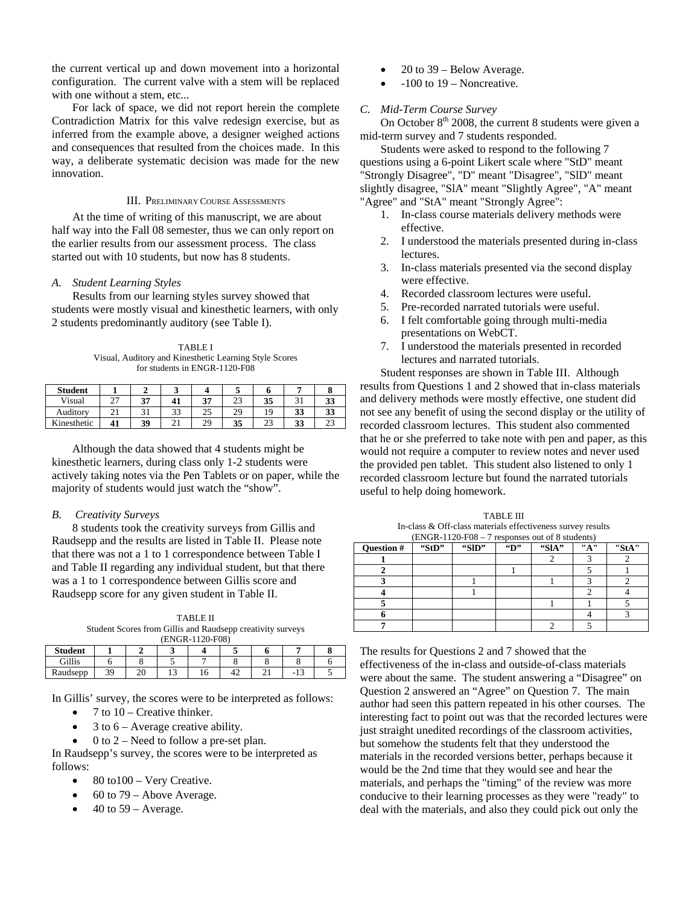the current vertical up and down movement into a horizontal configuration. The current valve with a stem will be replaced with one without a stem, etc...

For lack of space, we did not report herein the complete Contradiction Matrix for this valve redesign exercise, but as inferred from the example above, a designer weighed actions and consequences that resulted from the choices made. In this way, a deliberate systematic decision was made for the new innovation.

## III. Preliminary Course Assessments

At the time of writing of this manuscript, we are about half way into the Fall 08 semester, thus we can only report on the earlier results from our assessment process. The class started out with 10 students, but now has 8 students.

### A. Student Learning Styles

Results from our learning styles survey showed that students were mostly visual and kinesthetic learners, with only 2 students predominantly auditory (see Table I).

TABLE I
Visual, Auditory and Kinesthetic Learning Style Scores for students in ENGR-1120-F08

| Student | 1 | 2 | 3 | 4 | 5 | 6 | 7 | 8 |
|---|---|---|---|---|---|---|---|---|
| Visual | 27 | **37** | **41** | **37** | 23 | **35** | 31 | **33** |
| Auditory | 21 | 31 | 33 | 25 | 29 | 19 | **33** | **33** |
| Kinesthetic | **41** | **39** | 21 | 29 | **35** | 23 | **33** | 23 |

Although the data showed that 4 students might be kinesthetic learners, during class only 1-2 students were actively taking notes via the Pen Tablets or on paper, while the majority of students would just watch the "show".

### B. Creativity Surveys

8 students took the creativity surveys from Gillis and Raudsepp and the results are listed in Table II. Please note that there was not a 1 to 1 correspondence between Table I and Table II regarding any individual student, but that there was a 1 to 1 correspondence between Gillis score and Raudsepp score for any given student in Table II.

TABLE II
Student Scores from Gillis and Raudsepp creativity surveys (ENGR-1120-F08)

| Student | 1 | 2 | 3 | 4 | 5 | 6 | 7 | 8 |
|---|---|---|---|---|---|---|---|---|
| Gillis | 6 | 8 | 5 | 7 | 8 | 8 | 8 | 6 |
| Raudsepp | 39 | 20 | 13 | 16 | 42 | 21 | -13 | 5 |

In Gillis' survey, the scores were to be interpreted as follows:

- 7 to 10 – Creative thinker.
- 3 to 6 – Average creative ability.
- 0 to 2 – Need to follow a pre-set plan.

In Raudsepp's survey, the scores were to be interpreted as follows:

- 80 to100 – Very Creative.
- 60 to 79 – Above Average.
- 40 to 59 – Average.
- 20 to 39 – Below Average.
- -100 to 19 – Noncreative.

### C. Mid-Term Course Survey

On October 8th 2008, the current 8 students were given a mid-term survey and 7 students responded.

Students were asked to respond to the following 7 questions using a 6-point Likert scale where "StD" meant "Strongly Disagree", "D" meant "Disagree", "SlD" meant slightly disagree, "SlA" meant "Slightly Agree", "A" meant "Agree" and "StA" meant "Strongly Agree":

1. In-class course materials delivery methods were effective.
2. I understood the materials presented during in-class lectures.
3. In-class materials presented via the second display were effective.
4. Recorded classroom lectures were useful.
5. Pre-recorded narrated tutorials were useful.
6. I felt comfortable going through multi-media presentations on WebCT.
7. I understood the materials presented in recorded lectures and narrated tutorials.

Student responses are shown in Table III. Although results from Questions 1 and 2 showed that in-class materials and delivery methods were mostly effective, one student did not see any benefit of using the second display or the utility of recorded classroom lectures. This student also commented that he or she preferred to take note with pen and paper, as this would not require a computer to review notes and never used the provided pen tablet. This student also listened to only 1 recorded classroom lecture but found the narrated tutorials useful to help doing homework.

TABLE III
In-class & Off-class materials effectiveness survey results (ENGR-1120-F08 – 7 responses out of 8 students)

| Question # | "StD" | "SlD" | "D" | "SlA" | "A" | "StA" |
|---|---|---|---|---|---|---|
| 1 | | | | 2 | 3 | 2 |
| 2 | | | 1 | | 5 | 1 |
| 3 | | 1 | | 1 | 3 | 2 |
| 4 | | 1 | | | 2 | 4 |
| 5 | | | | 1 | 1 | 5 |
| 6 | | | | | 4 | 3 |
| 7 | | | | 2 | 5 | |

The results for Questions 2 and 7 showed that the effectiveness of the in-class and outside-of-class materials were about the same. The student answering a "Disagree" on Question 2 answered an "Agree" on Question 7. The main author had seen this pattern repeated in his other courses. The interesting fact to point out was that the recorded lectures were just straight unedited recordings of the classroom activities, but somehow the students felt that they understood the materials in the recorded versions better, perhaps because it would be the 2nd time that they would see and hear the materials, and perhaps the "timing" of the review was more conducive to their learning processes as they were "ready" to deal with the materials, and also they could pick out only the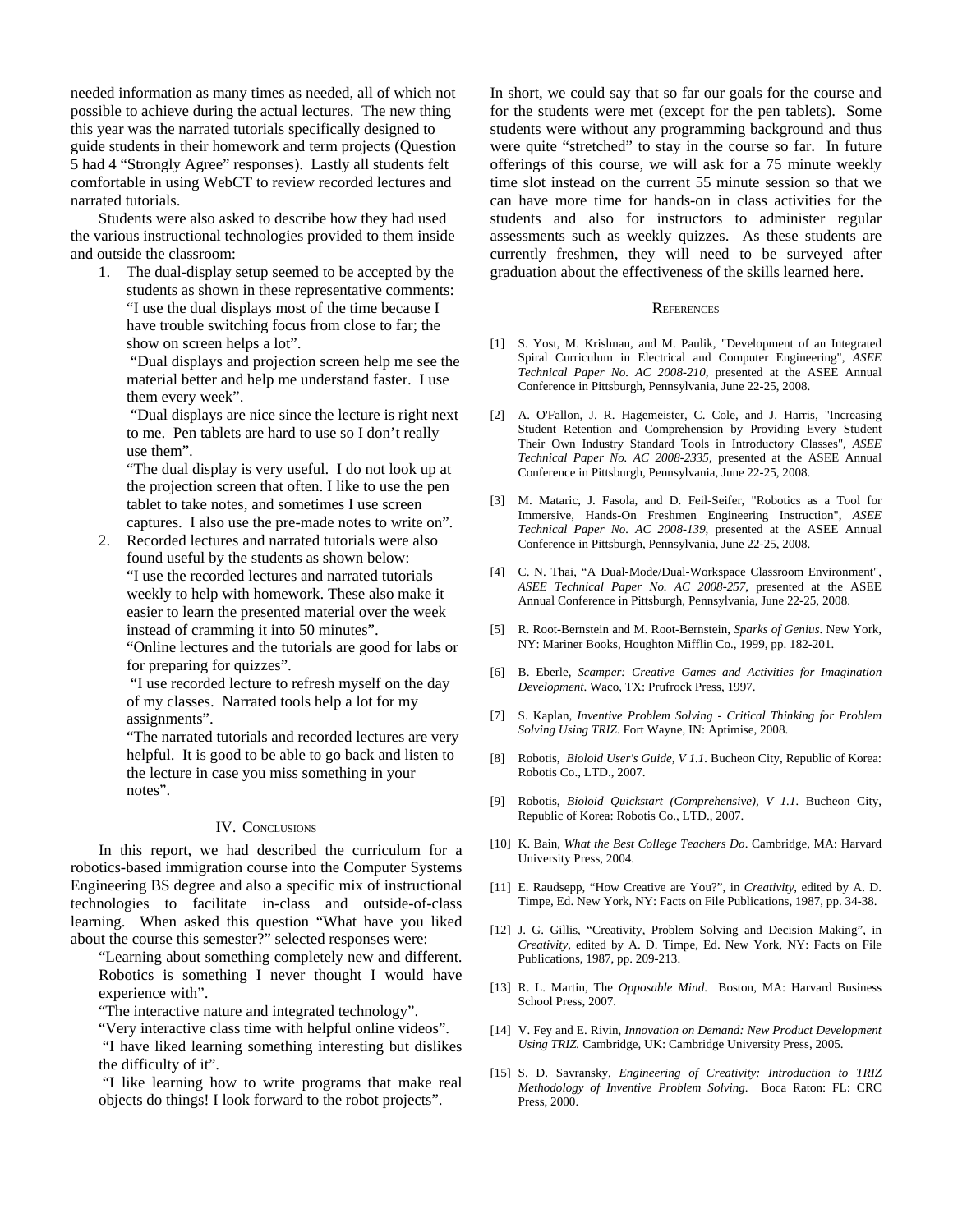needed information as many times as needed, all of which not possible to achieve during the actual lectures. The new thing this year was the narrated tutorials specifically designed to guide students in their homework and term projects (Question 5 had 4 "Strongly Agree" responses). Lastly all students felt comfortable in using WebCT to review recorded lectures and narrated tutorials.

Students were also asked to describe how they had used the various instructional technologies provided to them inside and outside the classroom:

1. The dual-display setup seemed to be accepted by the students as shown in these representative comments:
   "I use the dual displays most of the time because I have trouble switching focus from close to far; the show on screen helps a lot".
   "Dual displays and projection screen help me see the material better and help me understand faster. I use them every week".
   "Dual displays are nice since the lecture is right next to me. Pen tablets are hard to use so I don't really use them".
   "The dual display is very useful. I do not look up at the projection screen that often. I like to use the pen tablet to take notes, and sometimes I use screen captures. I also use the pre-made notes to write on".
2. Recorded lectures and narrated tutorials were also found useful by the students as shown below:
   "I use the recorded lectures and narrated tutorials weekly to help with homework. These also make it easier to learn the presented material over the week instead of cramming it into 50 minutes".
   "Online lectures and the tutorials are good for labs or for preparing for quizzes".
   "I use recorded lecture to refresh myself on the day of my classes. Narrated tools help a lot for my assignments".
   "The narrated tutorials and recorded lectures are very helpful. It is good to be able to go back and listen to the lecture in case you miss something in your notes".

## IV. Conclusions

In this report, we had described the curriculum for a robotics-based immigration course into the Computer Systems Engineering BS degree and also a specific mix of instructional technologies to facilitate in-class and outside-of-class learning. When asked this question "What have you liked about the course this semester?" selected responses were:

"Learning about something completely new and different. Robotics is something I never thought I would have experience with".

"The interactive nature and integrated technology".

"Very interactive class time with helpful online videos".

"I have liked learning something interesting but dislikes the difficulty of it".

"I like learning how to write programs that make real objects do things! I look forward to the robot projects".

In short, we could say that so far our goals for the course and for the students were met (except for the pen tablets). Some students were without any programming background and thus were quite "stretched" to stay in the course so far. In future offerings of this course, we will ask for a 75 minute weekly time slot instead on the current 55 minute session so that we can have more time for hands-on in class activities for the students and also for instructors to administer regular assessments such as weekly quizzes. As these students are currently freshmen, they will need to be surveyed after graduation about the effectiveness of the skills learned here.

## References

[1] S. Yost, M. Krishnan, and M. Paulik, "Development of an Integrated Spiral Curriculum in Electrical and Computer Engineering", *ASEE Technical Paper No. AC 2008-210*, presented at the ASEE Annual Conference in Pittsburgh, Pennsylvania, June 22-25, 2008.

[2] A. O'Fallon, J. R. Hagemeister, C. Cole, and J. Harris, "Increasing Student Retention and Comprehension by Providing Every Student Their Own Industry Standard Tools in Introductory Classes", *ASEE Technical Paper No. AC 2008-2335*, presented at the ASEE Annual Conference in Pittsburgh, Pennsylvania, June 22-25, 2008.

[3] M. Mataric, J. Fasola, and D. Feil-Seifer, "Robotics as a Tool for Immersive, Hands-On Freshmen Engineering Instruction", *ASEE Technical Paper No. AC 2008-139*, presented at the ASEE Annual Conference in Pittsburgh, Pennsylvania, June 22-25, 2008.

[4] C. N. Thai, "A Dual-Mode/Dual-Workspace Classroom Environment", *ASEE Technical Paper No. AC 2008-257*, presented at the ASEE Annual Conference in Pittsburgh, Pennsylvania, June 22-25, 2008.

[5] R. Root-Bernstein and M. Root-Bernstein, *Sparks of Genius*. New York, NY: Mariner Books, Houghton Mifflin Co., 1999, pp. 182-201.

[6] B. Eberle, *Scamper: Creative Games and Activities for Imagination Development*. Waco, TX: Prufrock Press, 1997.

[7] S. Kaplan, *Inventive Problem Solving - Critical Thinking for Problem Solving Using TRIZ*. Fort Wayne, IN: Aptimise, 2008.

[8] Robotis, *Bioloid User's Guide, V 1.1*. Bucheon City, Republic of Korea: Robotis Co., LTD., 2007.

[9] Robotis, *Bioloid Quickstart (Comprehensive), V 1.1*. Bucheon City, Republic of Korea: Robotis Co., LTD., 2007.

[10] K. Bain, *What the Best College Teachers Do*. Cambridge, MA: Harvard University Press, 2004.

[11] E. Raudsepp, "How Creative are You?", in *Creativity*, edited by A. D. Timpe, Ed. New York, NY: Facts on File Publications, 1987, pp. 34-38.

[12] J. G. Gillis, "Creativity, Problem Solving and Decision Making", in *Creativity*, edited by A. D. Timpe, Ed. New York, NY: Facts on File Publications, 1987, pp. 209-213.

[13] R. L. Martin, The *Opposable Mind*. Boston, MA: Harvard Business School Press, 2007.

[14] V. Fey and E. Rivin, *Innovation on Demand: New Product Development Using TRIZ.* Cambridge, UK: Cambridge University Press, 2005.

[15] S. D. Savransky, *Engineering of Creativity: Introduction to TRIZ Methodology of Inventive Problem Solving*. Boca Raton: FL: CRC Press, 2000.